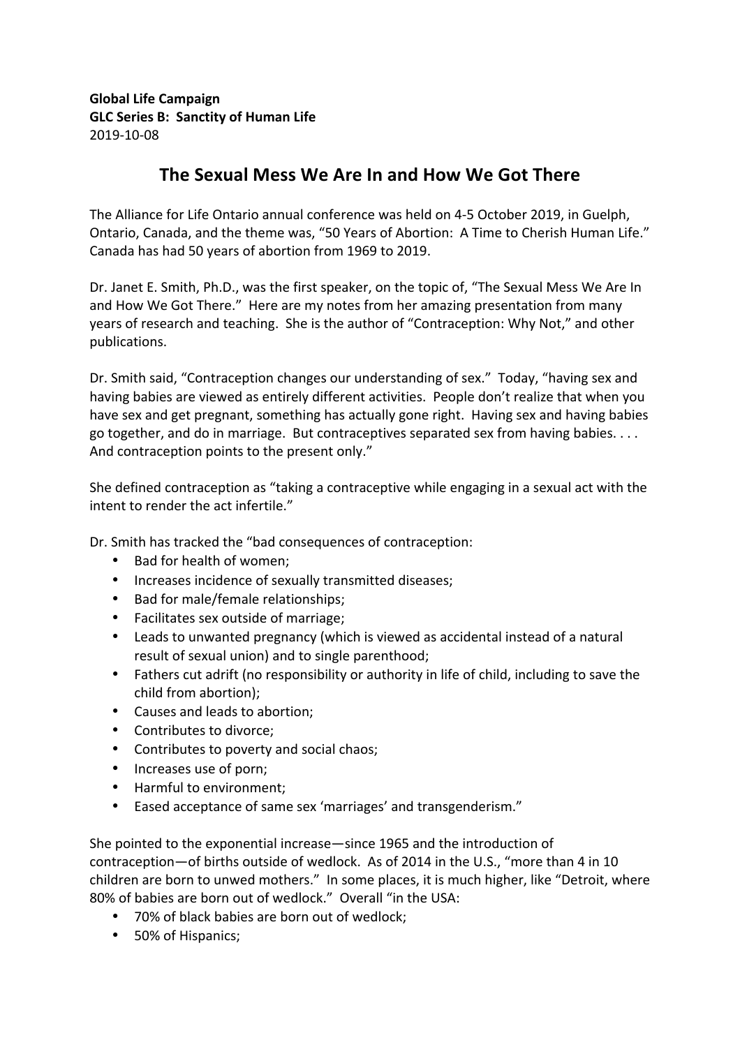**Global Life Campaign**
**GLC Series B: Sanctity of Human Life**
2019-10-08

# The Sexual Mess We Are In and How We Got There

The Alliance for Life Ontario annual conference was held on 4-5 October 2019, in Guelph, Ontario, Canada, and the theme was, "50 Years of Abortion: A Time to Cherish Human Life." Canada has had 50 years of abortion from 1969 to 2019.

Dr. Janet E. Smith, Ph.D., was the first speaker, on the topic of, "The Sexual Mess We Are In and How We Got There." Here are my notes from her amazing presentation from many years of research and teaching. She is the author of "Contraception: Why Not," and other publications.

Dr. Smith said, "Contraception changes our understanding of sex." Today, "having sex and having babies are viewed as entirely different activities. People don't realize that when you have sex and get pregnant, something has actually gone right. Having sex and having babies go together, and do in marriage. But contraceptives separated sex from having babies. . . . And contraception points to the present only."

She defined contraception as "taking a contraceptive while engaging in a sexual act with the intent to render the act infertile."

Dr. Smith has tracked the "bad consequences of contraception:

- Bad for health of women;
- Increases incidence of sexually transmitted diseases;
- Bad for male/female relationships;
- Facilitates sex outside of marriage;
- Leads to unwanted pregnancy (which is viewed as accidental instead of a natural result of sexual union) and to single parenthood;
- Fathers cut adrift (no responsibility or authority in life of child, including to save the child from abortion);
- Causes and leads to abortion;
- Contributes to divorce;
- Contributes to poverty and social chaos;
- Increases use of porn;
- Harmful to environment;
- Eased acceptance of same sex 'marriages' and transgenderism."

She pointed to the exponential increase—since 1965 and the introduction of contraception—of births outside of wedlock. As of 2014 in the U.S., "more than 4 in 10 children are born to unwed mothers." In some places, it is much higher, like "Detroit, where 80% of babies are born out of wedlock." Overall "in the USA:

- 70% of black babies are born out of wedlock;
- 50% of Hispanics;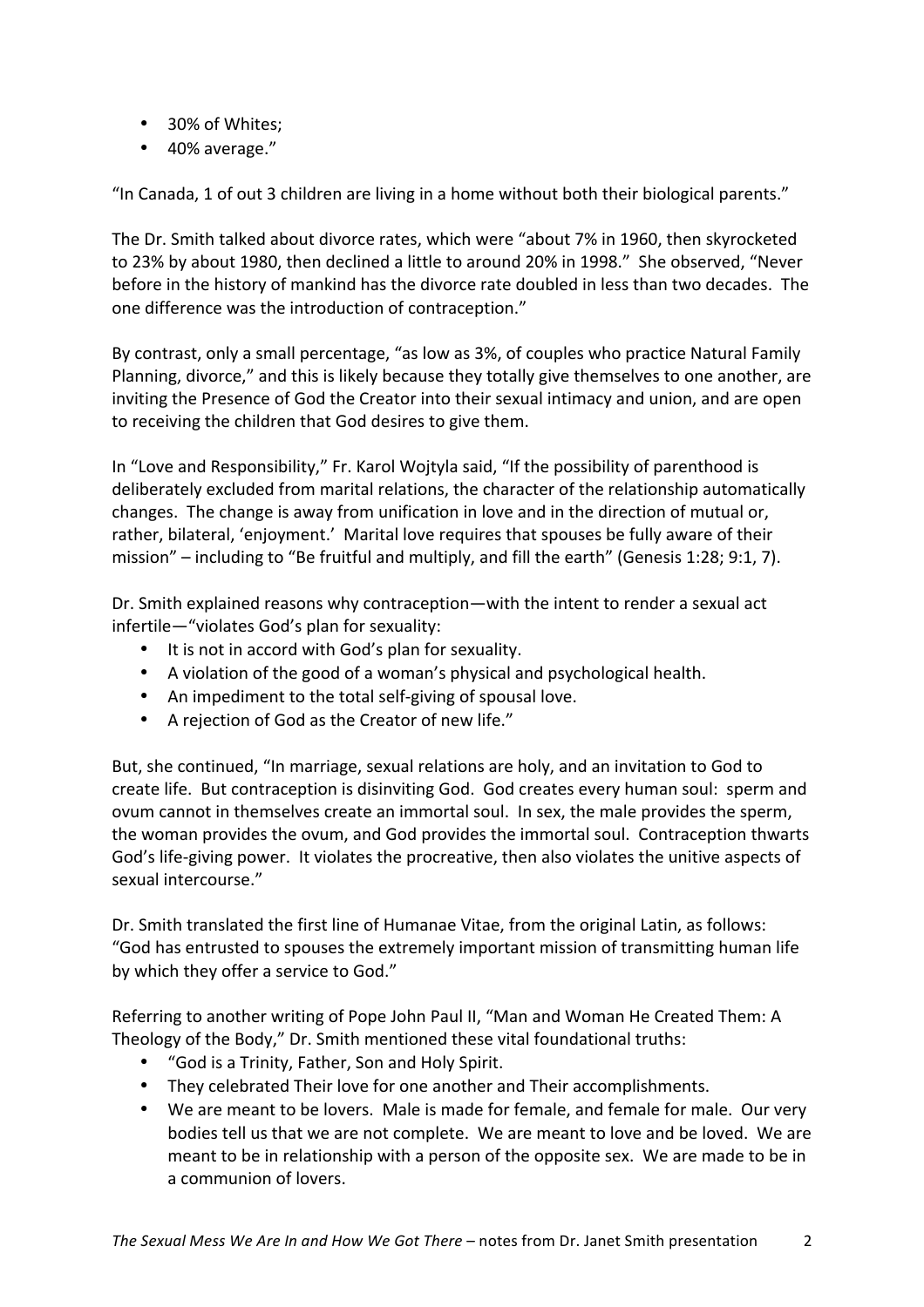- 30% of Whites;
- 40% average."

"In Canada, 1 of out 3 children are living in a home without both their biological parents."

The Dr. Smith talked about divorce rates, which were "about 7% in 1960, then skyrocketed to 23% by about 1980, then declined a little to around 20% in 1998." She observed, "Never before in the history of mankind has the divorce rate doubled in less than two decades. The one difference was the introduction of contraception."

By contrast, only a small percentage, "as low as 3%, of couples who practice Natural Family Planning, divorce," and this is likely because they totally give themselves to one another, are inviting the Presence of God the Creator into their sexual intimacy and union, and are open to receiving the children that God desires to give them.

In "Love and Responsibility," Fr. Karol Wojtyla said, "If the possibility of parenthood is deliberately excluded from marital relations, the character of the relationship automatically changes. The change is away from unification in love and in the direction of mutual or, rather, bilateral, 'enjoyment.' Marital love requires that spouses be fully aware of their mission" – including to "Be fruitful and multiply, and fill the earth" (Genesis 1:28; 9:1, 7).

Dr. Smith explained reasons why contraception—with the intent to render a sexual act infertile—"violates God's plan for sexuality:

- It is not in accord with God's plan for sexuality.
- A violation of the good of a woman's physical and psychological health.
- An impediment to the total self-giving of spousal love.
- A rejection of God as the Creator of new life."

But, she continued, "In marriage, sexual relations are holy, and an invitation to God to create life. But contraception is disinviting God. God creates every human soul: sperm and ovum cannot in themselves create an immortal soul. In sex, the male provides the sperm, the woman provides the ovum, and God provides the immortal soul. Contraception thwarts God's life-giving power. It violates the procreative, then also violates the unitive aspects of sexual intercourse."

Dr. Smith translated the first line of Humanae Vitae, from the original Latin, as follows: "God has entrusted to spouses the extremely important mission of transmitting human life by which they offer a service to God."

Referring to another writing of Pope John Paul II, "Man and Woman He Created Them: A Theology of the Body," Dr. Smith mentioned these vital foundational truths:

- "God is a Trinity, Father, Son and Holy Spirit.
- They celebrated Their love for one another and Their accomplishments.
- We are meant to be lovers. Male is made for female, and female for male. Our very bodies tell us that we are not complete. We are meant to love and be loved. We are meant to be in relationship with a person of the opposite sex. We are made to be in a communion of lovers.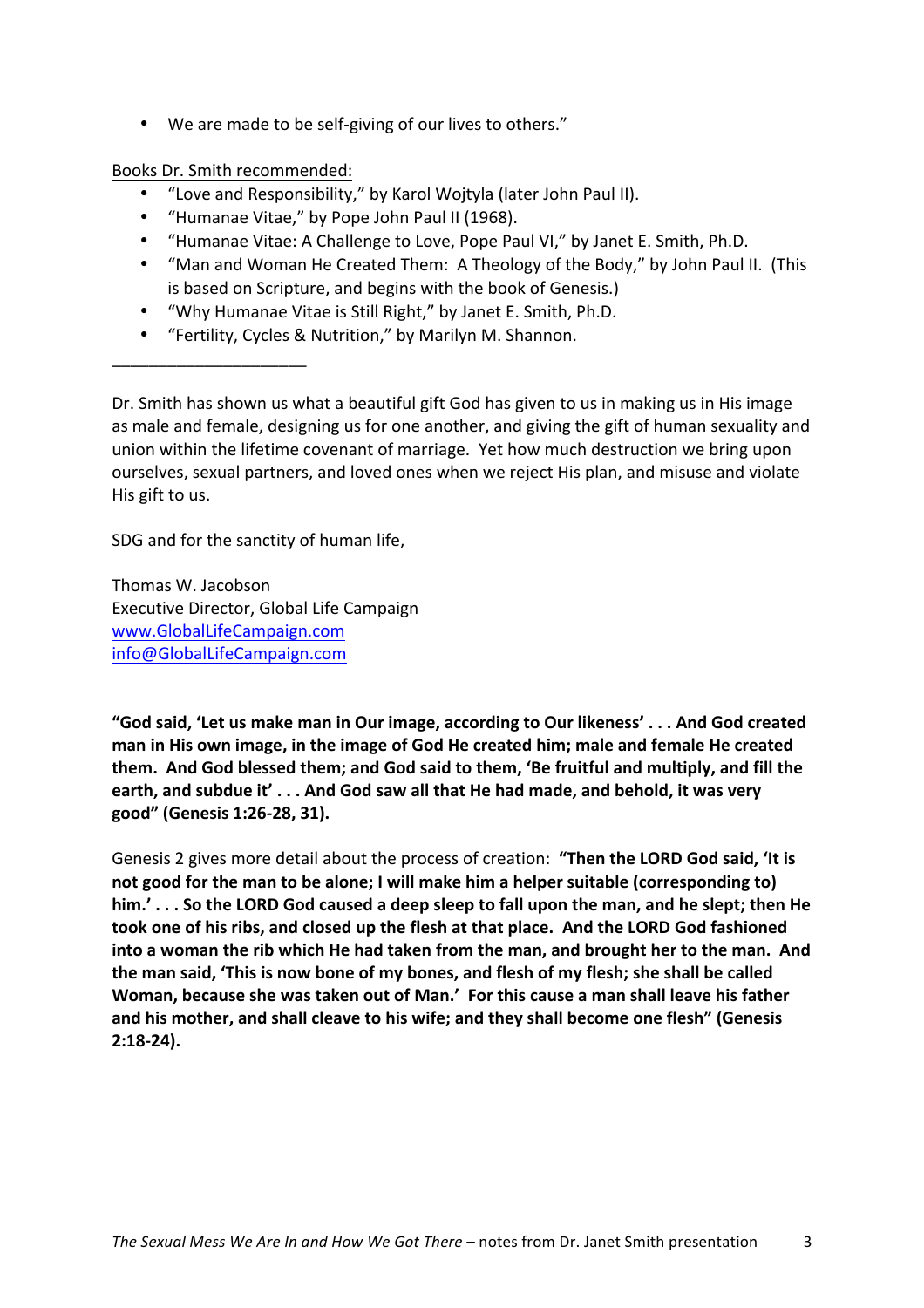- We are made to be self-giving of our lives to others."

Books Dr. Smith recommended:

- "Love and Responsibility," by Karol Wojtyla (later John Paul II).
- "Humanae Vitae," by Pope John Paul II (1968).
- "Humanae Vitae: A Challenge to Love, Pope Paul VI," by Janet E. Smith, Ph.D.
- "Man and Woman He Created Them: A Theology of the Body," by John Paul II. (This is based on Scripture, and begins with the book of Genesis.)
- "Why Humanae Vitae is Still Right," by Janet E. Smith, Ph.D.
- "Fertility, Cycles & Nutrition," by Marilyn M. Shannon.

---

Dr. Smith has shown us what a beautiful gift God has given to us in making us in His image as male and female, designing us for one another, and giving the gift of human sexuality and union within the lifetime covenant of marriage. Yet how much destruction we bring upon ourselves, sexual partners, and loved ones when we reject His plan, and misuse and violate His gift to us.

SDG and for the sanctity of human life,

Thomas W. Jacobson
Executive Director, Global Life Campaign
www.GlobalLifeCampaign.com
info@GlobalLifeCampaign.com

**"God said, 'Let us make man in Our image, according to Our likeness' . . . And God created man in His own image, in the image of God He created him; male and female He created them. And God blessed them; and God said to them, 'Be fruitful and multiply, and fill the earth, and subdue it' . . . And God saw all that He had made, and behold, it was very good" (Genesis 1:26-28, 31).**

Genesis 2 gives more detail about the process of creation: **"Then the LORD God said, 'It is not good for the man to be alone; I will make him a helper suitable (corresponding to) him.' . . . So the LORD God caused a deep sleep to fall upon the man, and he slept; then He took one of his ribs, and closed up the flesh at that place. And the LORD God fashioned into a woman the rib which He had taken from the man, and brought her to the man. And the man said, 'This is now bone of my bones, and flesh of my flesh; she shall be called Woman, because she was taken out of Man.' For this cause a man shall leave his father and his mother, and shall cleave to his wife; and they shall become one flesh" (Genesis 2:18-24).**